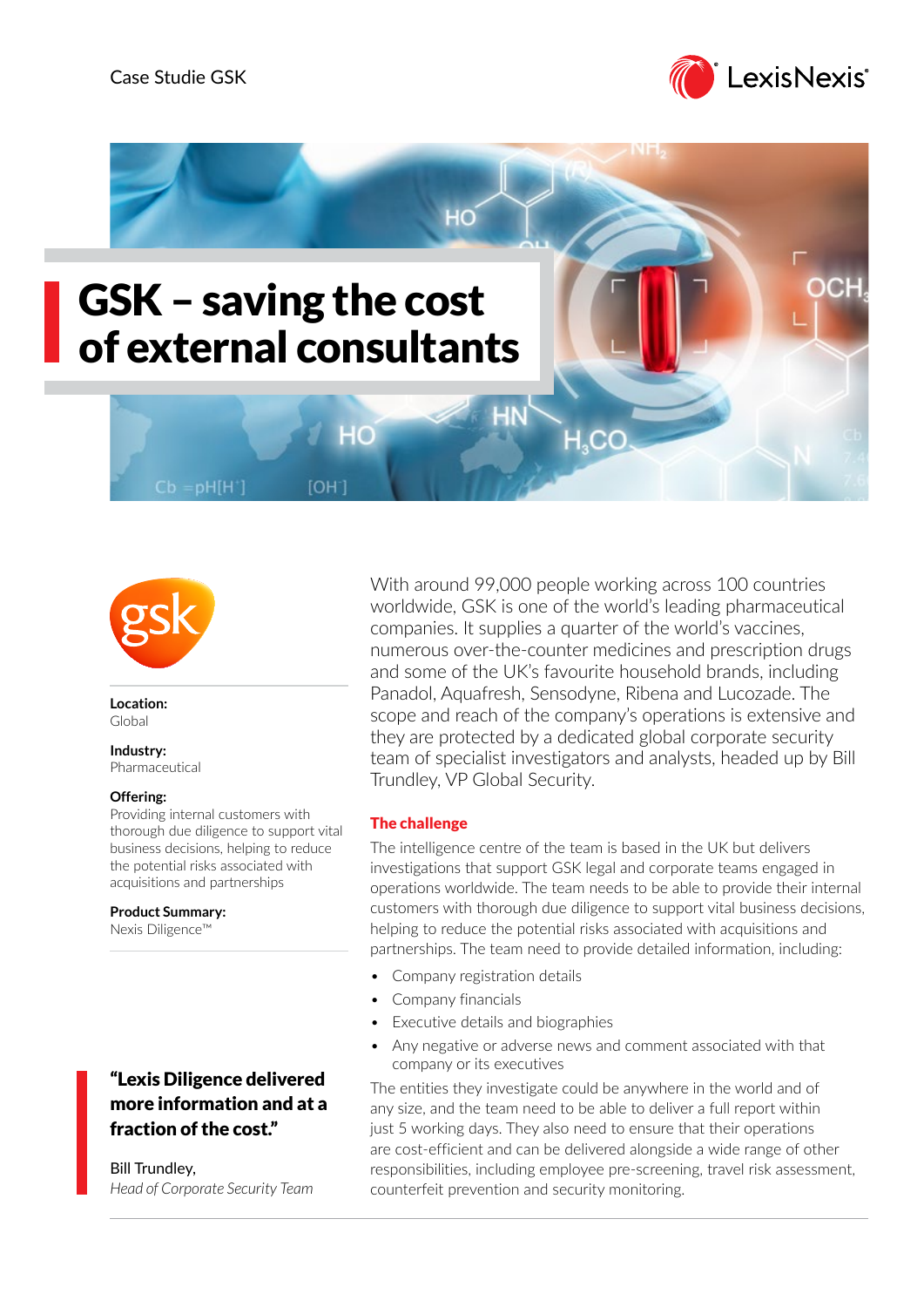Case Studie GSK

# GSK – saving the cost of external consultants

**Location:**
Global

**Industry:**
Pharmaceutical

**Offering:**
Providing internal customers with thorough due diligence to support vital business decisions, helping to reduce the potential risks associated with acquisitions and partnerships

**Product Summary:**
Nexis Diligence™

> **"Lexis Diligence delivered more information and at a fraction of the cost."**
>
> Bill Trundley,
> *Head of Corporate Security Team*

With around 99,000 people working across 100 countries worldwide, GSK is one of the world's leading pharmaceutical companies. It supplies a quarter of the world's vaccines, numerous over-the-counter medicines and prescription drugs and some of the UK's favourite household brands, including Panadol, Aquafresh, Sensodyne, Ribena and Lucozade. The scope and reach of the company's operations is extensive and they are protected by a dedicated global corporate security team of specialist investigators and analysts, headed up by Bill Trundley, VP Global Security.

## The challenge

The intelligence centre of the team is based in the UK but delivers investigations that support GSK legal and corporate teams engaged in operations worldwide. The team needs to be able to provide their internal customers with thorough due diligence to support vital business decisions, helping to reduce the potential risks associated with acquisitions and partnerships. The team need to provide detailed information, including:

- Company registration details
- Company financials
- Executive details and biographies
- Any negative or adverse news and comment associated with that company or its executives

The entities they investigate could be anywhere in the world and of any size, and the team need to be able to deliver a full report within just 5 working days. They also need to ensure that their operations are cost-efficient and can be delivered alongside a wide range of other responsibilities, including employee pre-screening, travel risk assessment, counterfeit prevention and security monitoring.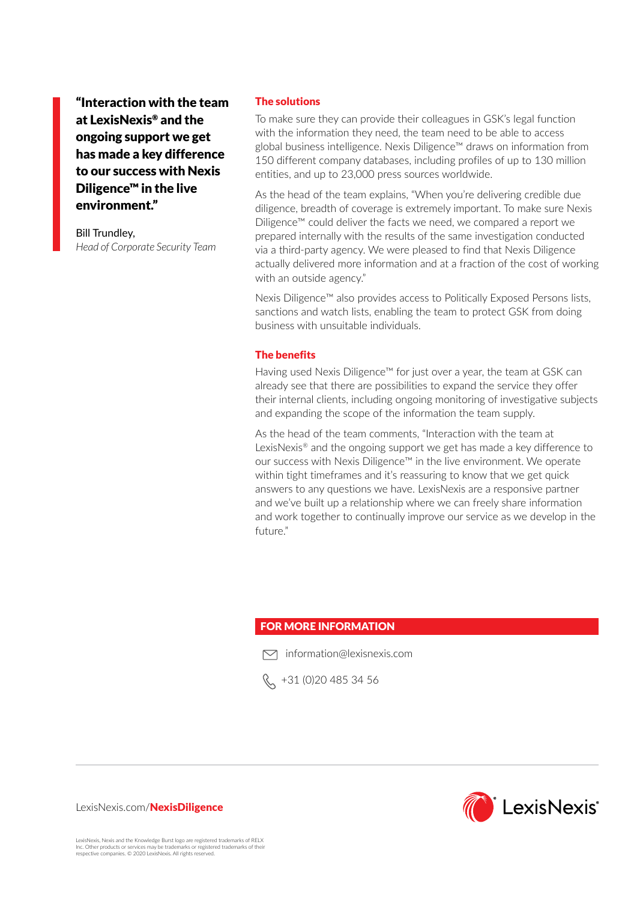> **"Interaction with the team at LexisNexis® and the ongoing support we get has made a key difference to our success with Nexis Diligence™ in the live environment."**
>
> Bill Trundley,
> *Head of Corporate Security Team*

## The solutions

To make sure they can provide their colleagues in GSK's legal function with the information they need, the team need to be able to access global business intelligence. Nexis Diligence™ draws on information from 150 different company databases, including profiles of up to 130 million entities, and up to 23,000 press sources worldwide.

As the head of the team explains, "When you're delivering credible due diligence, breadth of coverage is extremely important. To make sure Nexis Diligence™ could deliver the facts we need, we compared a report we prepared internally with the results of the same investigation conducted via a third-party agency. We were pleased to find that Nexis Diligence actually delivered more information and at a fraction of the cost of working with an outside agency."

Nexis Diligence™ also provides access to Politically Exposed Persons lists, sanctions and watch lists, enabling the team to protect GSK from doing business with unsuitable individuals.

## The benefits

Having used Nexis Diligence™ for just over a year, the team at GSK can already see that there are possibilities to expand the service they offer their internal clients, including ongoing monitoring of investigative subjects and expanding the scope of the information the team supply.

As the head of the team comments, "Interaction with the team at LexisNexis® and the ongoing support we get has made a key difference to our success with Nexis Diligence™ in the live environment. We operate within tight timeframes and it's reassuring to know that we get quick answers to any questions we have. LexisNexis are a responsive partner and we've built up a relationship where we can freely share information and work together to continually improve our service as we develop in the future."

## FOR MORE INFORMATION

information@lexisnexis.com

+31 (0)20 485 34 56

LexisNexis.com/**NexisDiligence**

LexisNexis®

LexisNexis, Nexis and the Knowledge Burst logo are registered trademarks of RELX Inc. Other products or services may be trademarks or registered trademarks of their respective companies. © 2020 LexisNexis. All rights reserved.